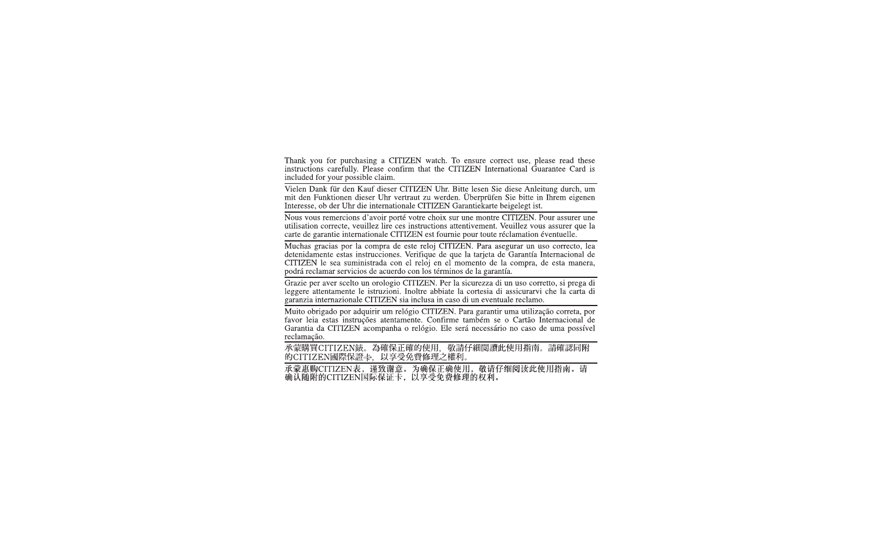Thank you for purchasing a CITIZEN watch. To ensure correct use, please read these instructions carefully. Please confirm that the CITIZEN International Guarantee Card is included for your possible claim.

---

Vielen Dank für den Kauf dieser CITIZEN Uhr. Bitte lesen Sie diese Anleitung durch, um mit den Funktionen dieser Uhr vertraut zu werden. Überprüfen Sie bitte in Ihrem eigenen Interesse, ob der Uhr die internationale CITIZEN Garantiekarte beigelegt ist.

---

Nous vous remercions d'avoir porté votre choix sur une montre CITIZEN. Pour assurer une utilisation correcte, veuillez lire ces instructions attentivement. Veuillez vous assurer que la carte de garantie internationale CITIZEN est fournie pour toute réclamation éventuelle.

---

Muchas gracias por la compra de este reloj CITIZEN. Para asegurar un uso correcto, lea detenidamente estas instrucciones. Verifique de que la tarjeta de Garantía Internacional de CITIZEN le sea suministrada con el reloj en el momento de la compra, de esta manera, podrá reclamar servicios de acuerdo con los términos de la garantía.

---

Grazie per aver scelto un orologio CITIZEN. Per la sicurezza di un uso corretto, si prega di leggere attentamente le istruzioni. Inoltre abbiate la cortesia di assicurarvi che la carta di garanzia internazionale CITIZEN sia inclusa in caso di un eventuale reclamo.

---

Muito obrigado por adquirir um relógio CITIZEN. Para garantir uma utilização correta, por favor leia estas instruções atentamente. Confirme também se o Cartão Internacional de Garantia da CITIZEN acompanha o relógio. Ele será necessário no caso de uma possível reclamação.

---

承蒙購買CITIZEN錶。為確保正確的使用，敬請仔細閱讀此使用指南。請確認同附的CITIZEN國際保證卡，以享受免費修理之權利。

---

承蒙惠购CITIZEN表，谨致谢意。为确保正确使用，敬请仔细阅读此使用指南。请确认随附的CITIZEN国际保证卡，以享受免费修理的权利。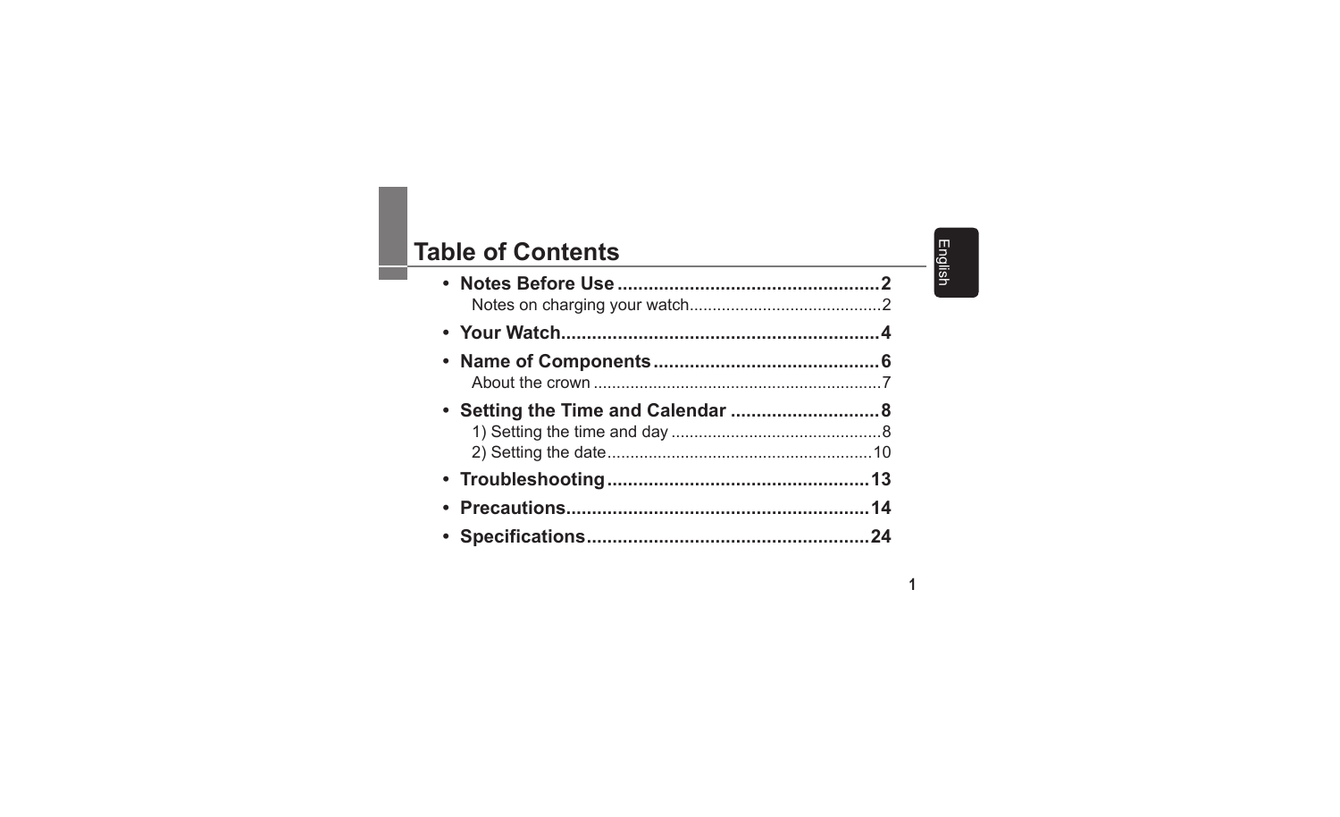# Table of Contents

- **Notes Before Use .................................................. 2**
  - Notes on charging your watch.......................................... 2
- **Your Watch............................................................. 4**
- **Name of Components ........................................... 6**
  - About the crown .............................................................. 7
- **Setting the Time and Calendar ............................ 8**
  - 1) Setting the time and day ............................................. 8
  - 2) Setting the date.......................................................... 10
- **Troubleshooting .................................................. 13**
- **Precautions.......................................................... 14**
- **Specifications...................................................... 24**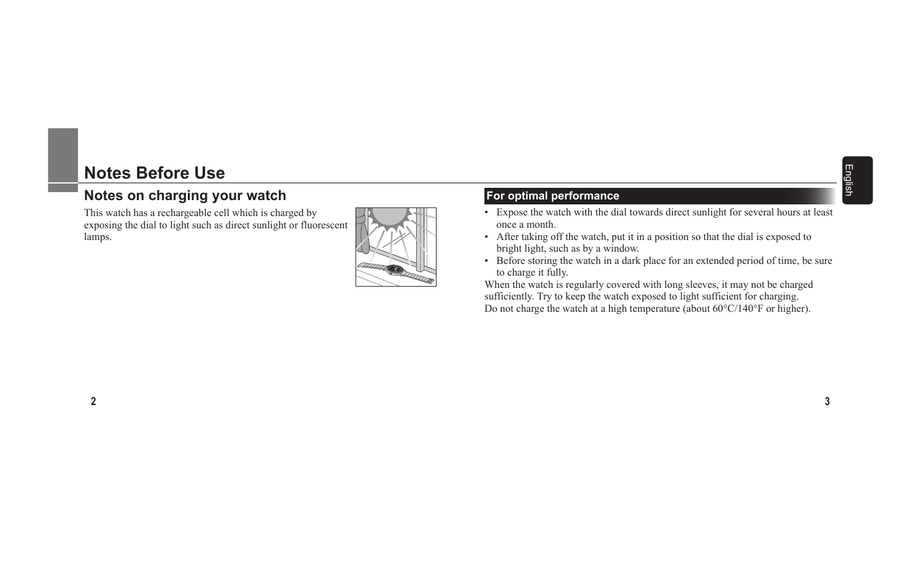# Notes Before Use

## Notes on charging your watch

This watch has a rechargeable cell which is charged by exposing the dial to light such as direct sunlight or fluorescent lamps.

### For optimal performance

- Expose the watch with the dial towards direct sunlight for several hours at least once a month.
- After taking off the watch, put it in a position so that the dial is exposed to bright light, such as by a window.
- Before storing the watch in a dark place for an extended period of time, be sure to charge it fully.

When the watch is regularly covered with long sleeves, it may not be charged sufficiently. Try to keep the watch exposed to light sufficient for charging.
Do not charge the watch at a high temperature (about 60°C/140°F or higher).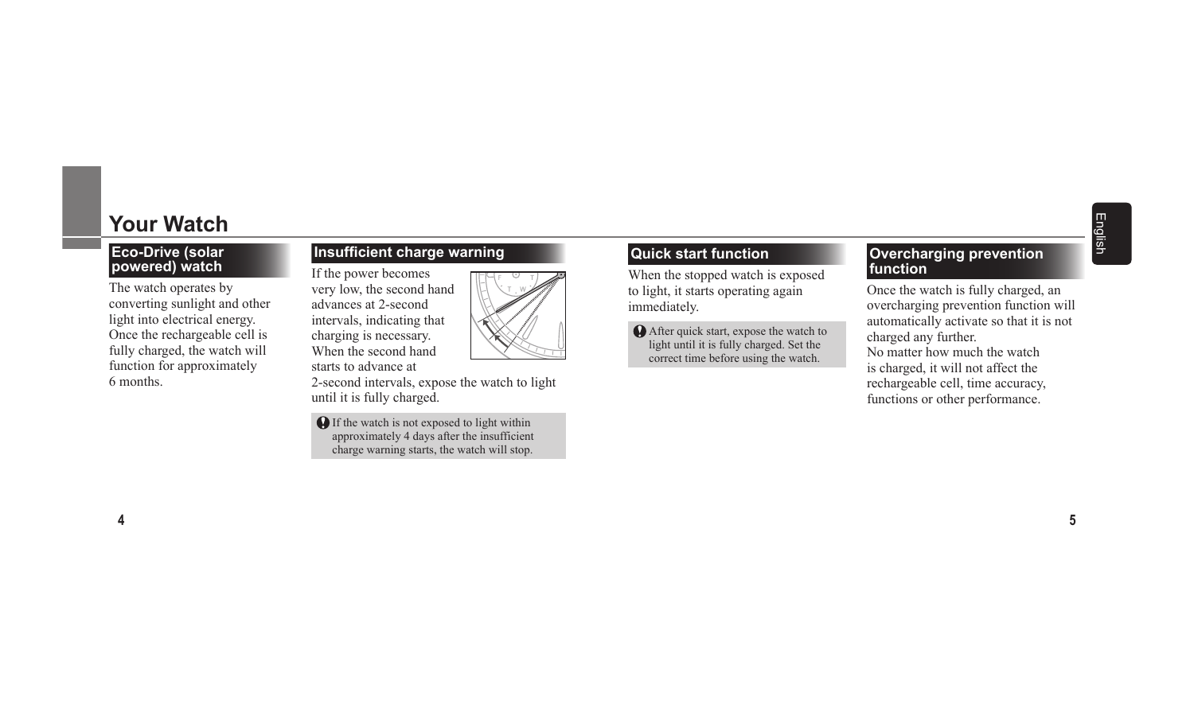# Your Watch

## Eco-Drive (solar powered) watch

The watch operates by converting sunlight and other light into electrical energy. Once the rechargeable cell is fully charged, the watch will function for approximately 6 months.

## Insufficient charge warning

If the power becomes very low, the second hand advances at 2-second intervals, indicating that charging is necessary. When the second hand starts to advance at 2-second intervals, expose the watch to light until it is fully charged.

- If the watch is not exposed to light within approximately 4 days after the insufficient charge warning starts, the watch will stop.

## Quick start function

When the stopped watch is exposed to light, it starts operating again immediately.

- After quick start, expose the watch to light until it is fully charged. Set the correct time before using the watch.

## Overcharging prevention function

Once the watch is fully charged, an overcharging prevention function will automatically activate so that it is not charged any further.
No matter how much the watch is charged, it will not affect the rechargeable cell, time accuracy, functions or other performance.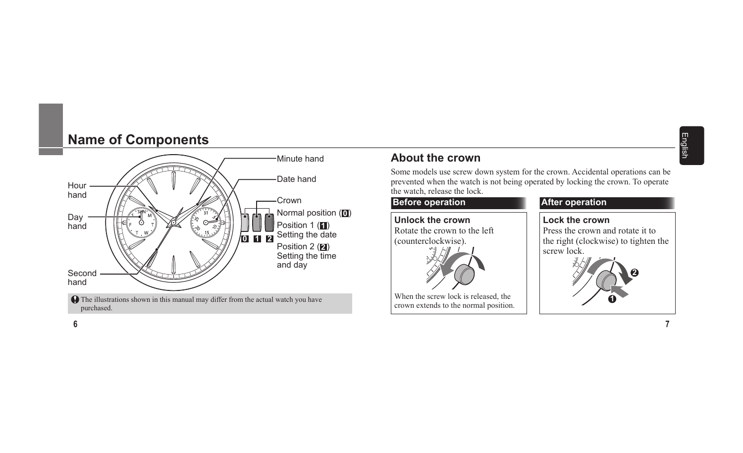# Name of Components

Minute hand

Date hand

Hour hand

Day hand

Crown

Normal position (0)

Position 1 (1)
Setting the date

Position 2 (2)
Setting the time and day

Second hand

The illustrations shown in this manual may differ from the actual watch you have purchased.

## About the crown

Some models use screw down system for the crown. Accidental operations can be prevented when the watch is not being operated by locking the crown. To operate the watch, release the lock.

### Before operation

**Unlock the crown**

Rotate the crown to the left (counterclockwise).

When the screw lock is released, the crown extends to the normal position.

### After operation

**Lock the crown**

Press the crown and rotate it to the right (clockwise) to tighten the screw lock.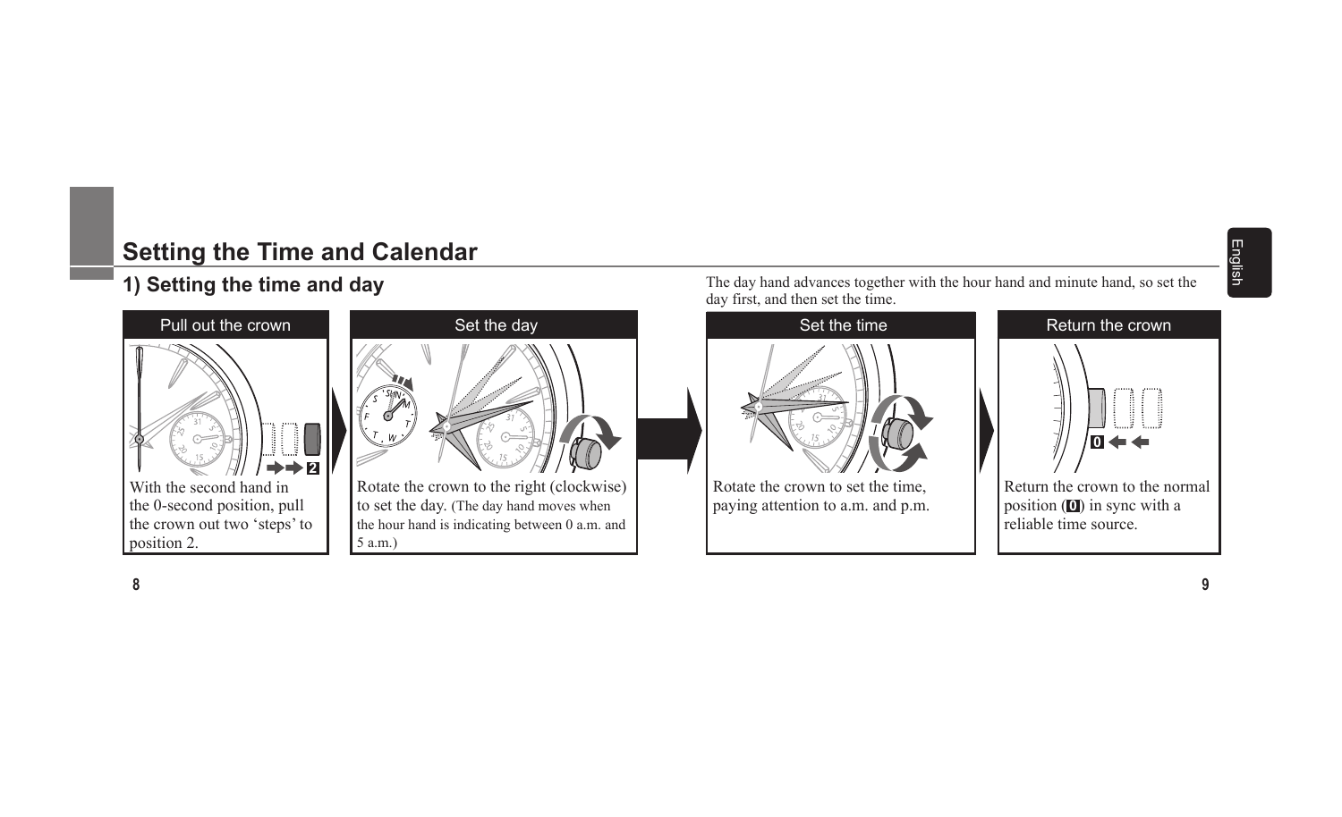## Setting the Time and Calendar

### 1) Setting the time and day

The day hand advances together with the hour hand and minute hand, so set the day first, and then set the time.

**Pull out the crown**

With the second hand in the 0-second position, pull the crown out two ‘steps’ to position 2.

**Set the day**

Rotate the crown to the right (clockwise) to set the day. (The day hand moves when the hour hand is indicating between 0 a.m. and 5 a.m.)

**Set the time**

Rotate the crown to set the time, paying attention to a.m. and p.m.

**Return the crown**

Return the crown to the normal position (0) in sync with a reliable time source.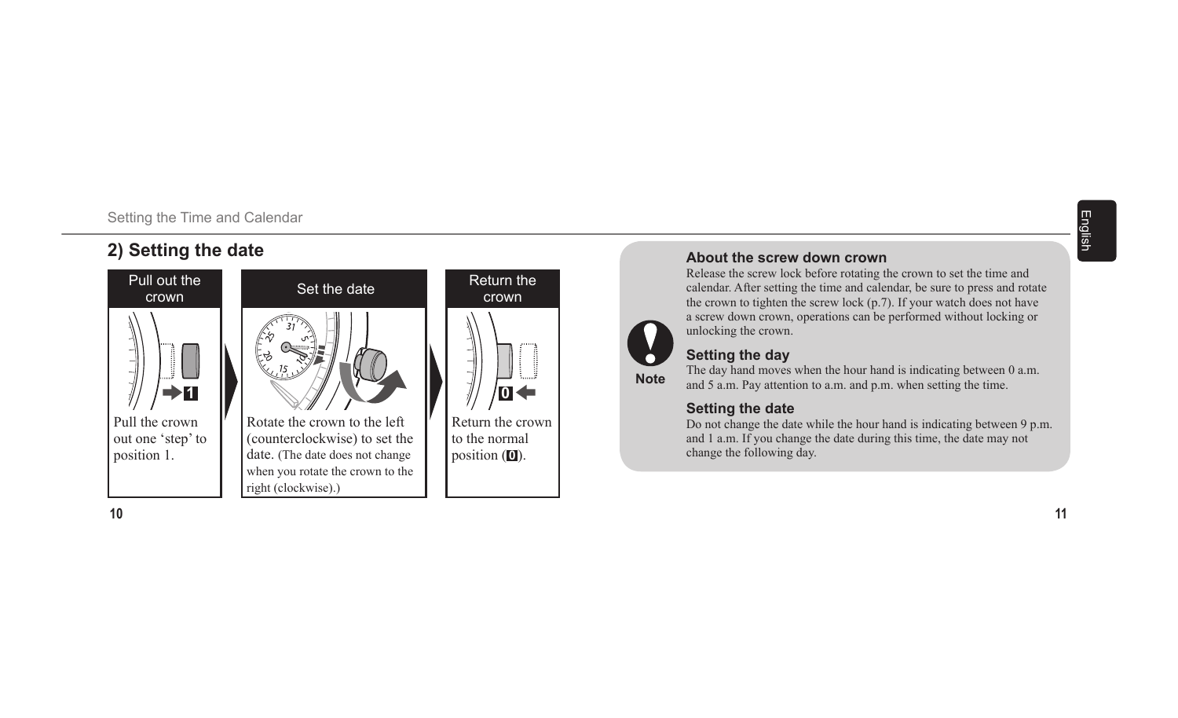## 2) Setting the date

| Pull out the crown | Set the date | Return the crown |
|---|---|---|
| Pull the crown out one 'step' to position 1. | Rotate the crown to the left (counterclockwise) to set the date. (The date does not change when you rotate the crown to the right (clockwise).) | Return the crown to the normal position (0). |

**Note**

### About the screw down crown

Release the screw lock before rotating the crown to set the time and calendar. After setting the time and calendar, be sure to press and rotate the crown to tighten the screw lock (p.7). If your watch does not have a screw down crown, operations can be performed without locking or unlocking the crown.

### Setting the day

The day hand moves when the hour hand is indicating between 0 a.m. and 5 a.m. Pay attention to a.m. and p.m. when setting the time.

### Setting the date

Do not change the date while the hour hand is indicating between 9 p.m. and 1 a.m. If you change the date during this time, the date may not change the following day.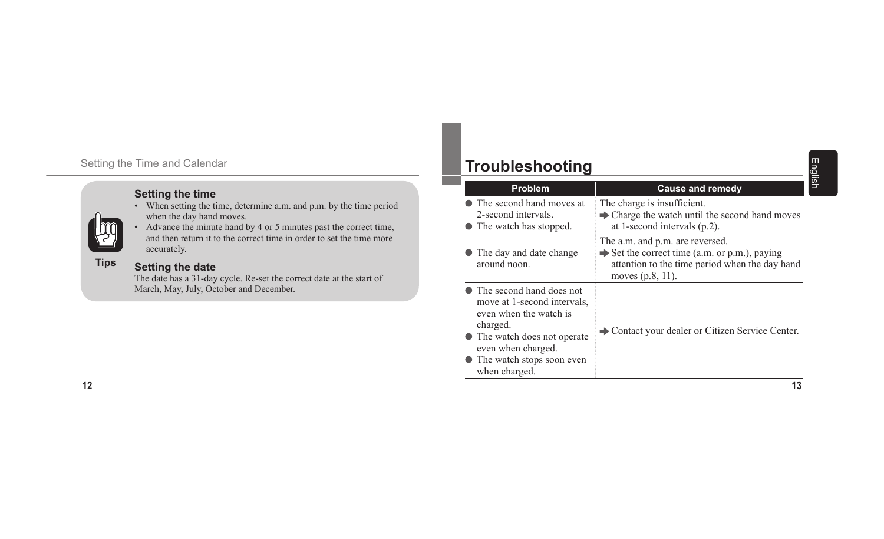## Tips

### Setting the time

- When setting the time, determine a.m. and p.m. by the time period when the day hand moves.
- Advance the minute hand by 4 or 5 minutes past the correct time, and then return it to the correct time in order to set the time more accurately.

### Setting the date

The date has a 31-day cycle. Re-set the correct date at the start of March, May, July, October and December.

# Troubleshooting

| Problem | Cause and remedy |
|---|---|
| ● The second hand moves at 2-second intervals.<br>● The watch has stopped. | The charge is insufficient.<br>➡ Charge the watch until the second hand moves at 1-second intervals (p.2). |
| ● The day and date change around noon. | The a.m. and p.m. are reversed.<br>➡ Set the correct time (a.m. or p.m.), paying attention to the time period when the day hand moves (p.8, 11). |
| ● The second hand does not move at 1-second intervals, even when the watch is charged.<br>● The watch does not operate even when charged.<br>● The watch stops soon even when charged. | ➡ Contact your dealer or Citizen Service Center. |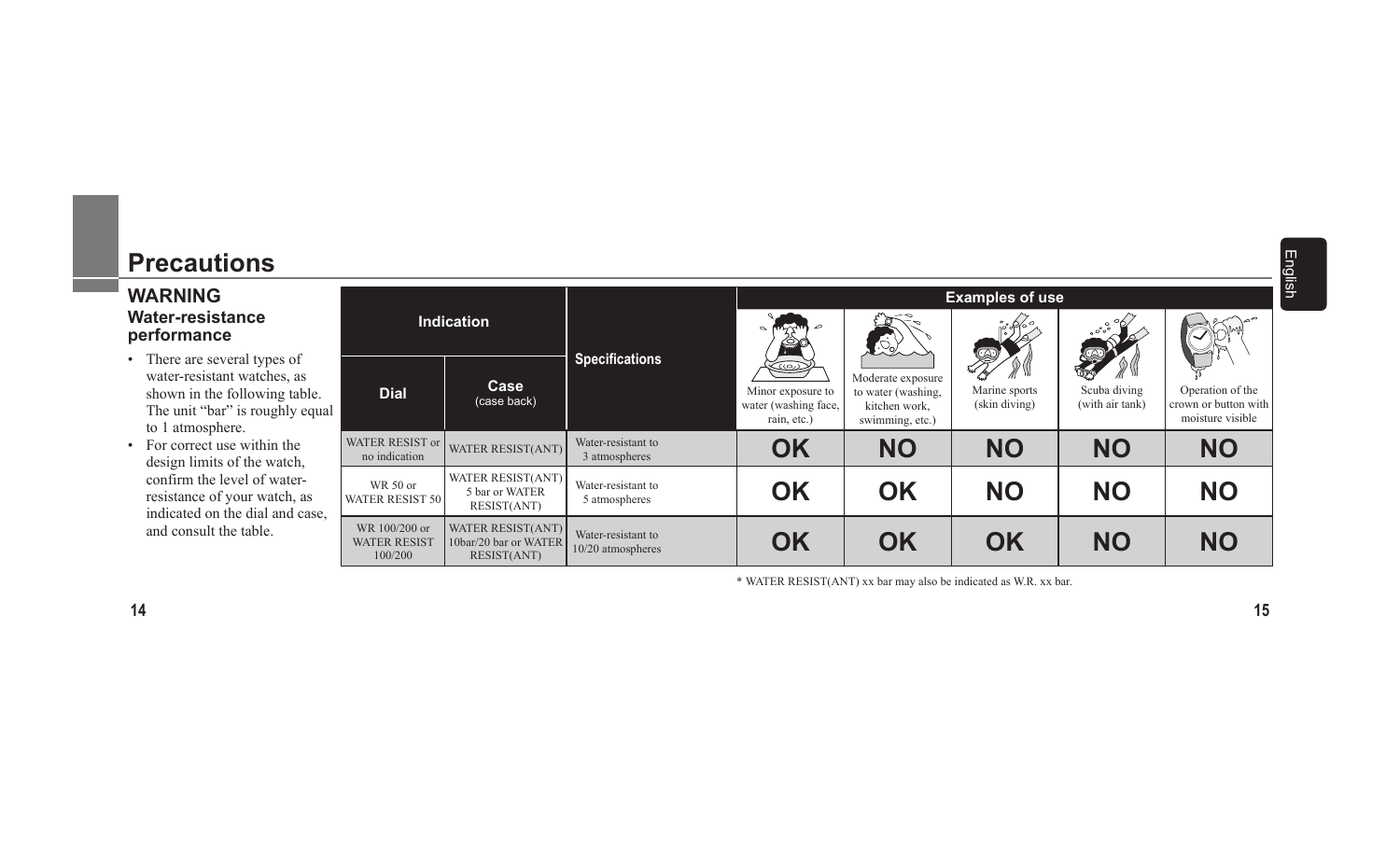# Precautions

## WARNING

### Water-resistance performance

- There are several types of water-resistant watches, as shown in the following table. The unit “bar” is roughly equal to 1 atmosphere.
- For correct use within the design limits of the watch, confirm the level of water-resistance of your watch, as indicated on the dial and case, and consult the table.

| Indication | | Specifications | Examples of use | | | | |
|---|---|---|---|---|---|---|---|
| Dial | Case (case back) | | Minor exposure to water (washing face, rain, etc.) | Moderate exposure to water (washing, kitchen work, swimming, etc.) | Marine sports (skin diving) | Scuba diving (with air tank) | Operation of the crown or button with moisture visible |
| WATER RESIST or no indication | WATER RESIST(ANT) | Water-resistant to 3 atmospheres | OK | NO | NO | NO | NO |
| WR 50 or WATER RESIST 50 | WATER RESIST(ANT) 5 bar or WATER RESIST(ANT) | Water-resistant to 5 atmospheres | OK | OK | NO | NO | NO |
| WR 100/200 or WATER RESIST 100/200 | WATER RESIST(ANT) 10bar/20 bar or WATER RESIST(ANT) | Water-resistant to 10/20 atmospheres | OK | OK | OK | NO | NO |

* WATER RESIST(ANT) xx bar may also be indicated as W.R. xx bar.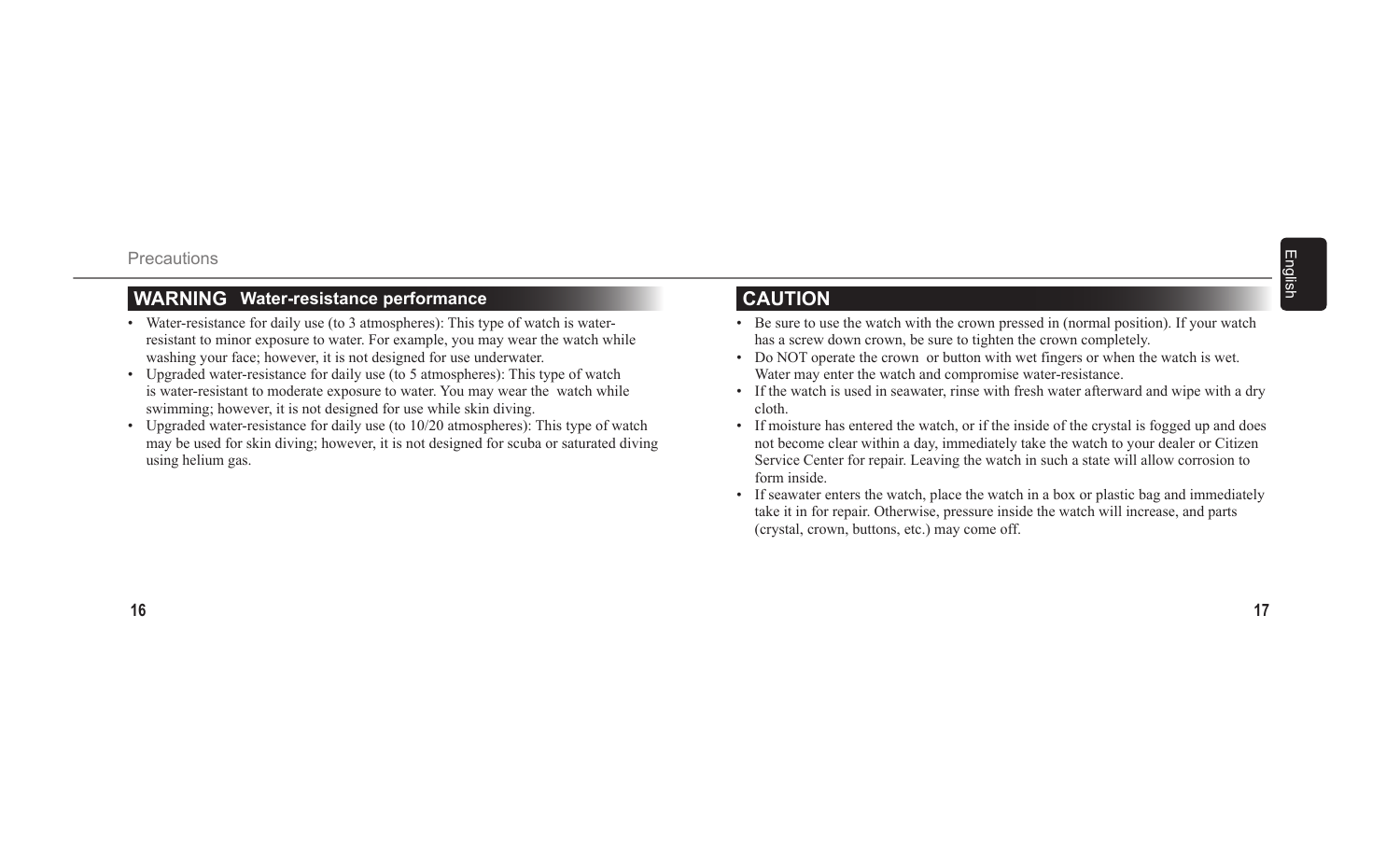## WARNING Water-resistance performance

- Water-resistance for daily use (to 3 atmospheres): This type of watch is water-resistant to minor exposure to water. For example, you may wear the watch while washing your face; however, it is not designed for use underwater.
- Upgraded water-resistance for daily use (to 5 atmospheres): This type of watch is water-resistant to moderate exposure to water. You may wear the watch while swimming; however, it is not designed for use while skin diving.
- Upgraded water-resistance for daily use (to 10/20 atmospheres): This type of watch may be used for skin diving; however, it is not designed for scuba or saturated diving using helium gas.

## CAUTION

- Be sure to use the watch with the crown pressed in (normal position). If your watch has a screw down crown, be sure to tighten the crown completely.
- Do NOT operate the crown or button with wet fingers or when the watch is wet. Water may enter the watch and compromise water-resistance.
- If the watch is used in seawater, rinse with fresh water afterward and wipe with a dry cloth.
- If moisture has entered the watch, or if the inside of the crystal is fogged up and does not become clear within a day, immediately take the watch to your dealer or Citizen Service Center for repair. Leaving the watch in such a state will allow corrosion to form inside.
- If seawater enters the watch, place the watch in a box or plastic bag and immediately take it in for repair. Otherwise, pressure inside the watch will increase, and parts (crystal, crown, buttons, etc.) may come off.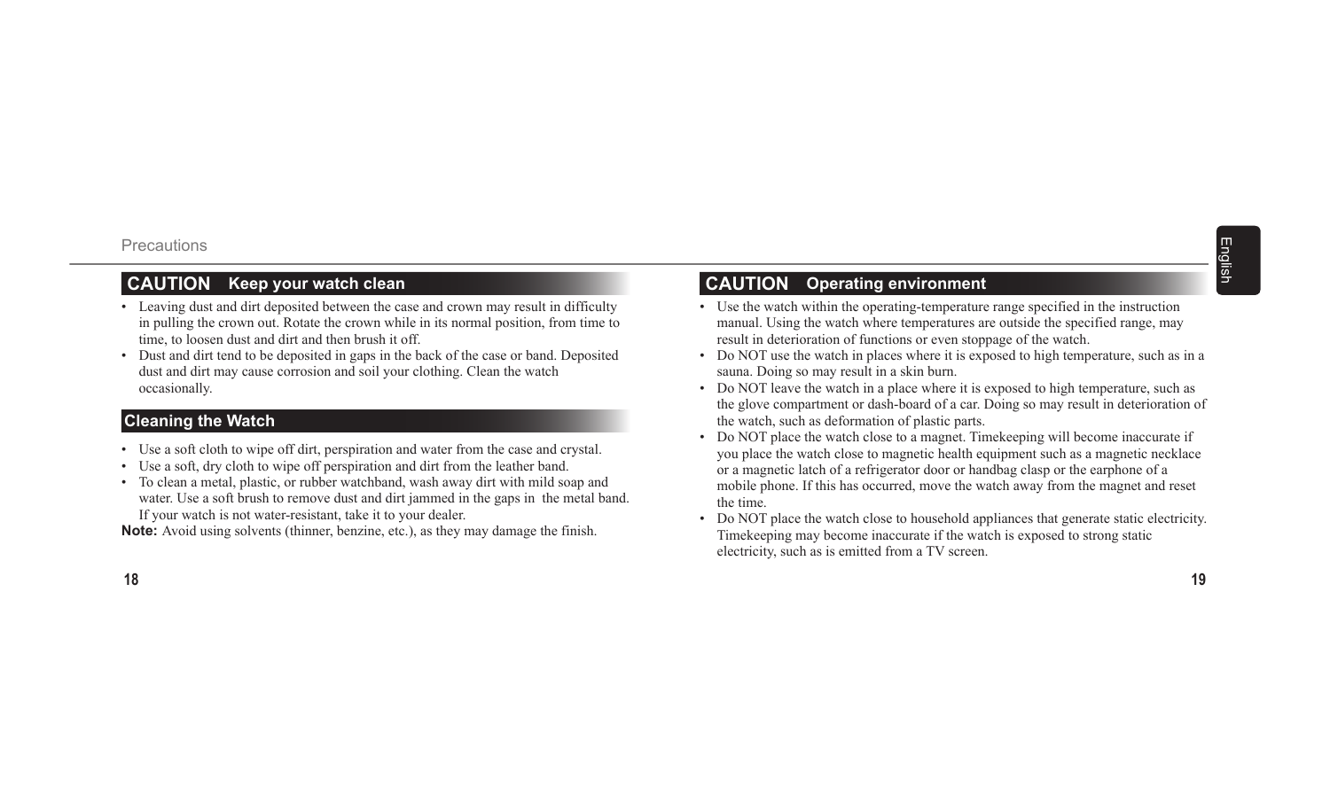## CAUTION Keep your watch clean

- Leaving dust and dirt deposited between the case and crown may result in difficulty in pulling the crown out. Rotate the crown while in its normal position, from time to time, to loosen dust and dirt and then brush it off.
- Dust and dirt tend to be deposited in gaps in the back of the case or band. Deposited dust and dirt may cause corrosion and soil your clothing. Clean the watch occasionally.

## Cleaning the Watch

- Use a soft cloth to wipe off dirt, perspiration and water from the case and crystal.
- Use a soft, dry cloth to wipe off perspiration and dirt from the leather band.
- To clean a metal, plastic, or rubber watchband, wash away dirt with mild soap and water. Use a soft brush to remove dust and dirt jammed in the gaps in the metal band. If your watch is not water-resistant, take it to your dealer.

**Note:** Avoid using solvents (thinner, benzine, etc.), as they may damage the finish.

## CAUTION Operating environment

- Use the watch within the operating-temperature range specified in the instruction manual. Using the watch where temperatures are outside the specified range, may result in deterioration of functions or even stoppage of the watch.
- Do NOT use the watch in places where it is exposed to high temperature, such as in a sauna. Doing so may result in a skin burn.
- Do NOT leave the watch in a place where it is exposed to high temperature, such as the glove compartment or dash-board of a car. Doing so may result in deterioration of the watch, such as deformation of plastic parts.
- Do NOT place the watch close to a magnet. Timekeeping will become inaccurate if you place the watch close to magnetic health equipment such as a magnetic necklace or a magnetic latch of a refrigerator door or handbag clasp or the earphone of a mobile phone. If this has occurred, move the watch away from the magnet and reset the time.
- Do NOT place the watch close to household appliances that generate static electricity. Timekeeping may become inaccurate if the watch is exposed to strong static electricity, such as is emitted from a TV screen.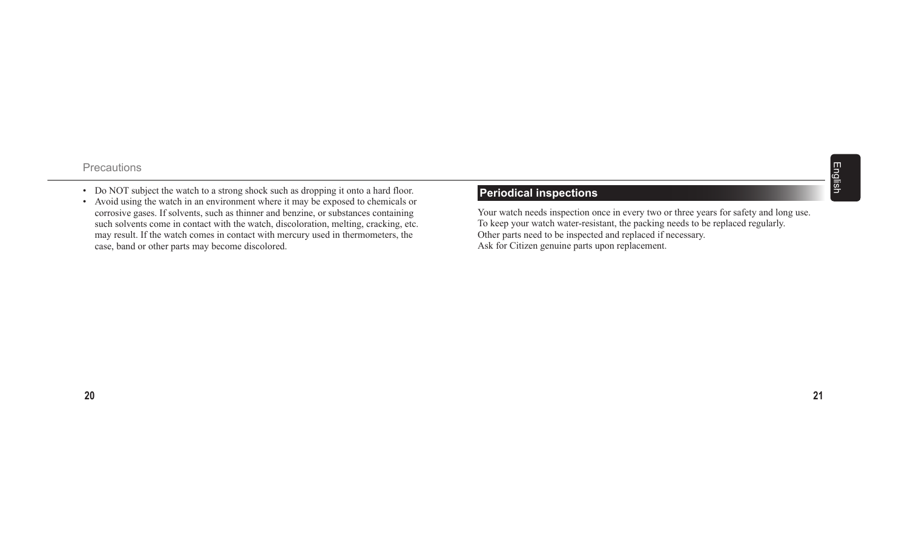- Do NOT subject the watch to a strong shock such as dropping it onto a hard floor.
- Avoid using the watch in an environment where it may be exposed to chemicals or corrosive gases. If solvents, such as thinner and benzine, or substances containing such solvents come in contact with the watch, discoloration, melting, cracking, etc. may result. If the watch comes in contact with mercury used in thermometers, the case, band or other parts may become discolored.

## Periodical inspections

Your watch needs inspection once in every two or three years for safety and long use.
To keep your watch water-resistant, the packing needs to be replaced regularly.
Other parts need to be inspected and replaced if necessary.
Ask for Citizen genuine parts upon replacement.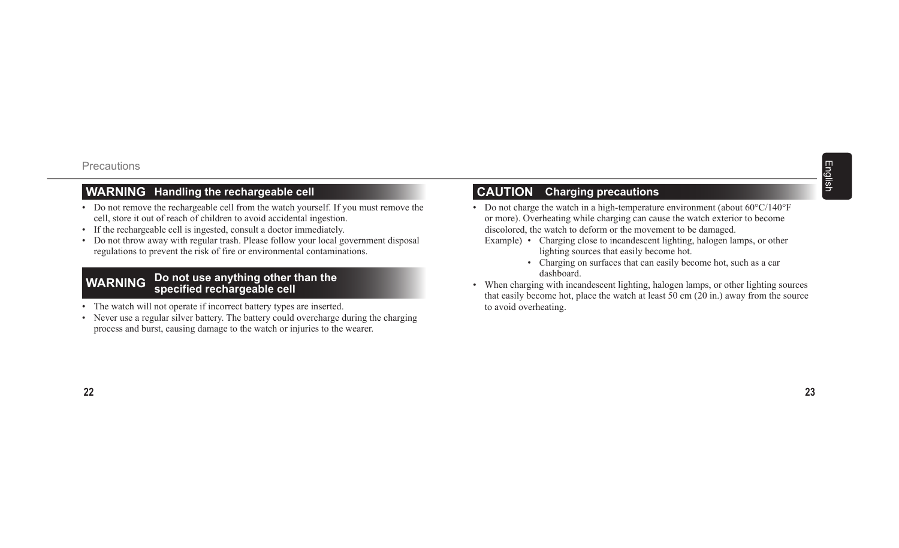## WARNING Handling the rechargeable cell

- Do not remove the rechargeable cell from the watch yourself. If you must remove the cell, store it out of reach of children to avoid accidental ingestion.
- If the rechargeable cell is ingested, consult a doctor immediately.
- Do not throw away with regular trash. Please follow your local government disposal regulations to prevent the risk of fire or environmental contaminations.

## WARNING Do not use anything other than the specified rechargeable cell

- The watch will not operate if incorrect battery types are inserted.
- Never use a regular silver battery. The battery could overcharge during the charging process and burst, causing damage to the watch or injuries to the wearer.

## CAUTION Charging precautions

- Do not charge the watch in a high-temperature environment (about 60°C/140°F or more). Overheating while charging can cause the watch exterior to become discolored, the watch to deform or the movement to be damaged.
  Example)
  - Charging close to incandescent lighting, halogen lamps, or other lighting sources that easily become hot.
  - Charging on surfaces that can easily become hot, such as a car dashboard.
- When charging with incandescent lighting, halogen lamps, or other lighting sources that easily become hot, place the watch at least 50 cm (20 in.) away from the source to avoid overheating.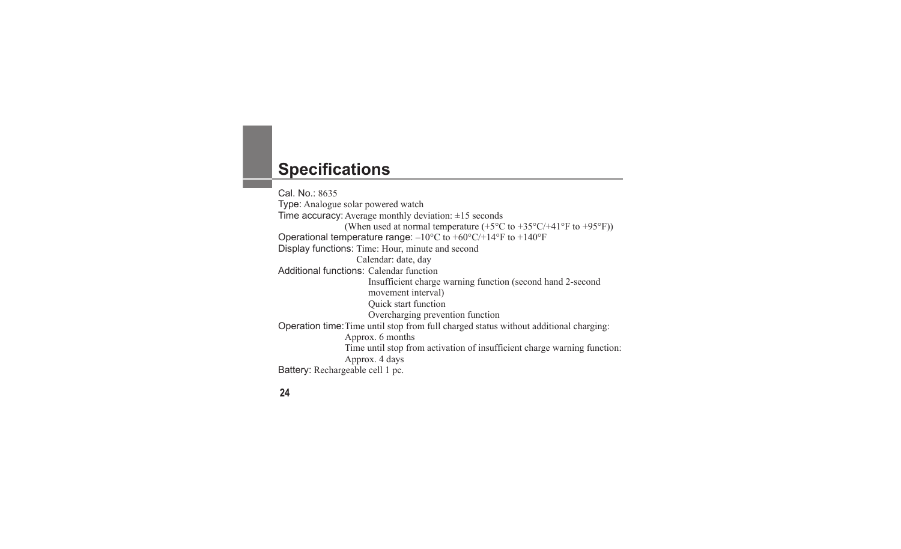# Specifications

Cal. No.: 8635

Type: Analogue solar powered watch

Time accuracy: Average monthly deviation: ±15 seconds
(When used at normal temperature (+5°C to +35°C/+41°F to +95°F))

Operational temperature range: –10°C to +60°C/+14°F to +140°F

Display functions: Time: Hour, minute and second
Calendar: date, day

Additional functions: Calendar function
Insufficient charge warning function (second hand 2-second movement interval)
Quick start function
Overcharging prevention function

Operation time: Time until stop from full charged status without additional charging:
Approx. 6 months
Time until stop from activation of insufficient charge warning function:
Approx. 4 days

Battery: Rechargeable cell 1 pc.